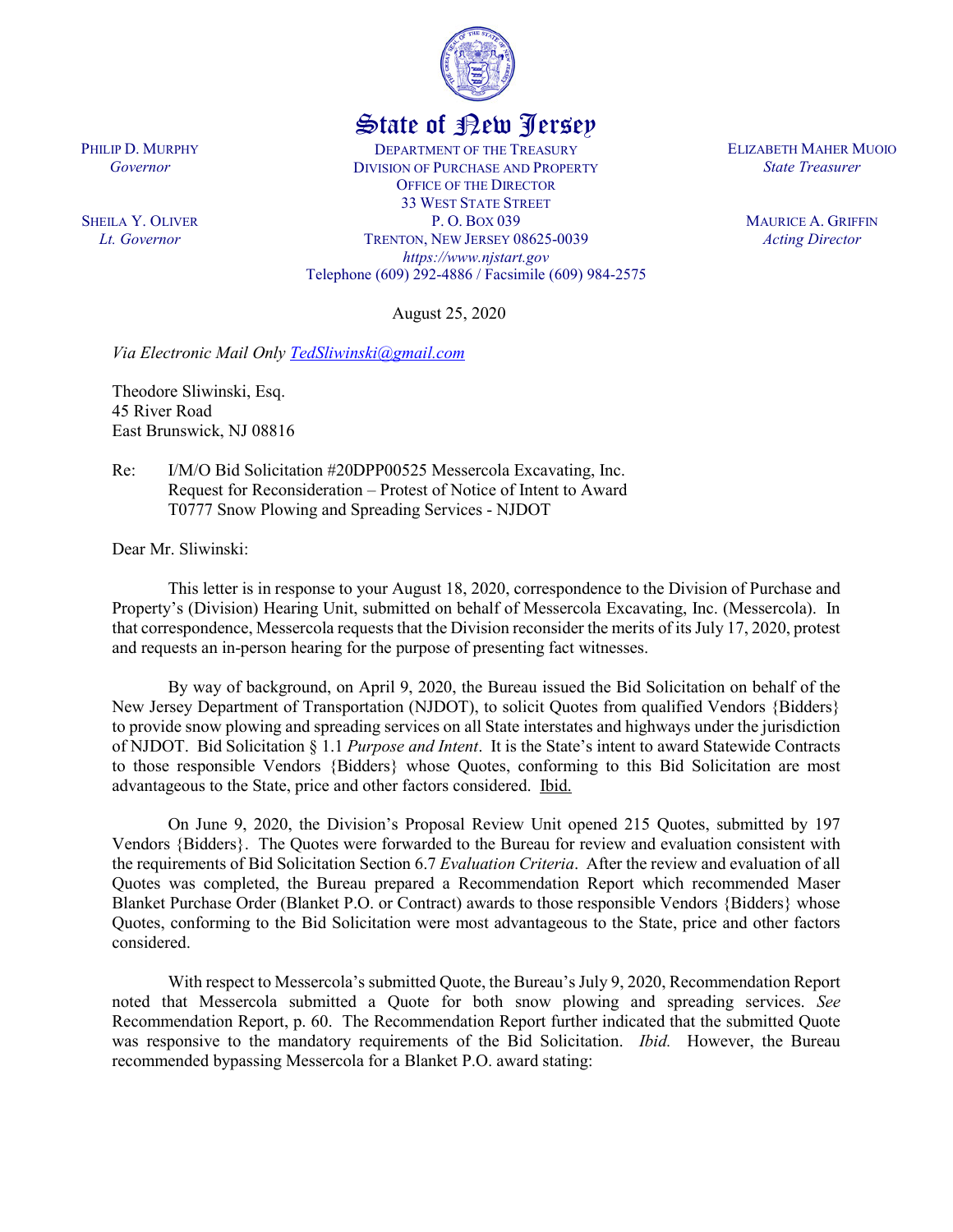State of New Jersey

PHILIP D. MURPHY
*Governor*

SHEILA Y. OLIVER
*Lt. Governor*

DEPARTMENT OF THE TREASURY
DIVISION OF PURCHASE AND PROPERTY
OFFICE OF THE DIRECTOR
33 WEST STATE STREET
P. O. BOX 039
TRENTON, NEW JERSEY 08625-0039
*https://www.njstart.gov*
Telephone (609) 292-4886 / Facsimile (609) 984-2575

ELIZABETH MAHER MUOIO
*State Treasurer*

MAURICE A. GRIFFIN
*Acting Director*

August 25, 2020

*Via Electronic Mail Only TedSliwinski@gmail.com*

Theodore Sliwinski, Esq.
45 River Road
East Brunswick, NJ 08816

Re: I/M/O Bid Solicitation #20DPP00525 Messercola Excavating, Inc.
Request for Reconsideration – Protest of Notice of Intent to Award
T0777 Snow Plowing and Spreading Services - NJDOT

Dear Mr. Sliwinski:

This letter is in response to your August 18, 2020, correspondence to the Division of Purchase and Property's (Division) Hearing Unit, submitted on behalf of Messercola Excavating, Inc. (Messercola). In that correspondence, Messercola requests that the Division reconsider the merits of its July 17, 2020, protest and requests an in-person hearing for the purpose of presenting fact witnesses.

By way of background, on April 9, 2020, the Bureau issued the Bid Solicitation on behalf of the New Jersey Department of Transportation (NJDOT), to solicit Quotes from qualified Vendors {Bidders} to provide snow plowing and spreading services on all State interstates and highways under the jurisdiction of NJDOT. Bid Solicitation § 1.1 *Purpose and Intent*. It is the State's intent to award Statewide Contracts to those responsible Vendors {Bidders} whose Quotes, conforming to this Bid Solicitation are most advantageous to the State, price and other factors considered. Ibid.

On June 9, 2020, the Division's Proposal Review Unit opened 215 Quotes, submitted by 197 Vendors {Bidders}. The Quotes were forwarded to the Bureau for review and evaluation consistent with the requirements of Bid Solicitation Section 6.7 *Evaluation Criteria*. After the review and evaluation of all Quotes was completed, the Bureau prepared a Recommendation Report which recommended Maser Blanket Purchase Order (Blanket P.O. or Contract) awards to those responsible Vendors {Bidders} whose Quotes, conforming to the Bid Solicitation were most advantageous to the State, price and other factors considered.

With respect to Messercola's submitted Quote, the Bureau's July 9, 2020, Recommendation Report noted that Messercola submitted a Quote for both snow plowing and spreading services. *See* Recommendation Report, p. 60. The Recommendation Report further indicated that the submitted Quote was responsive to the mandatory requirements of the Bid Solicitation. *Ibid.* However, the Bureau recommended bypassing Messercola for a Blanket P.O. award stating: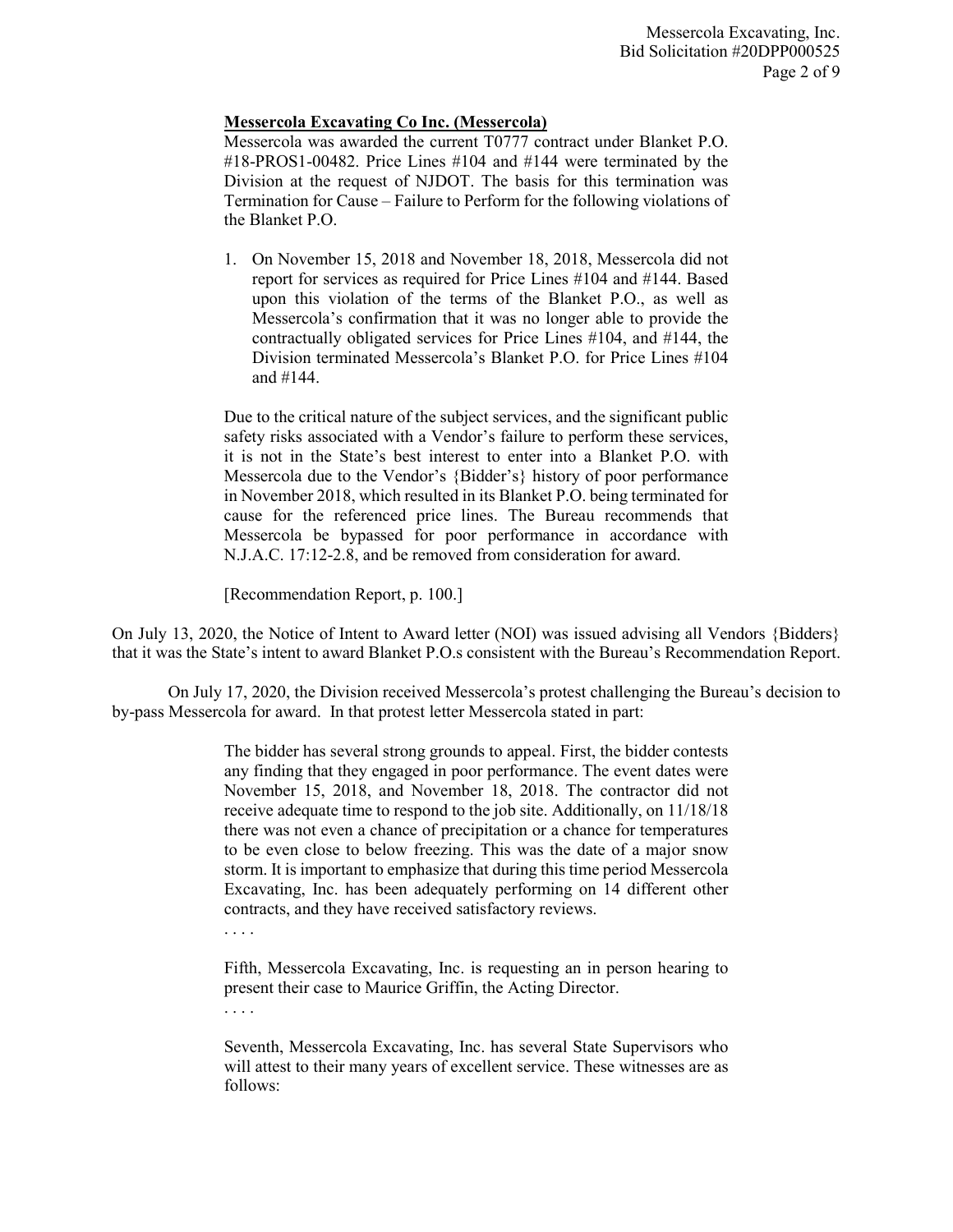> **Messercola Excavating Co Inc. (Messercola)**
> Messercola was awarded the current T0777 contract under Blanket P.O. #18-PROS1-00482. Price Lines #104 and #144 were terminated by the Division at the request of NJDOT. The basis for this termination was Termination for Cause – Failure to Perform for the following violations of the Blanket P.O.
>
> 1. On November 15, 2018 and November 18, 2018, Messercola did not report for services as required for Price Lines #104 and #144. Based upon this violation of the terms of the Blanket P.O., as well as Messercola's confirmation that it was no longer able to provide the contractually obligated services for Price Lines #104, and #144, the Division terminated Messercola's Blanket P.O. for Price Lines #104 and #144.
>
> Due to the critical nature of the subject services, and the significant public safety risks associated with a Vendor's failure to perform these services, it is not in the State's best interest to enter into a Blanket P.O. with Messercola due to the Vendor's {Bidder's} history of poor performance in November 2018, which resulted in its Blanket P.O. being terminated for cause for the referenced price lines. The Bureau recommends that Messercola be bypassed for poor performance in accordance with N.J.A.C. 17:12-2.8, and be removed from consideration for award.
>
> [Recommendation Report, p. 100.]

On July 13, 2020, the Notice of Intent to Award letter (NOI) was issued advising all Vendors {Bidders} that it was the State's intent to award Blanket P.O.s consistent with the Bureau's Recommendation Report.

On July 17, 2020, the Division received Messercola's protest challenging the Bureau's decision to by-pass Messercola for award. In that protest letter Messercola stated in part:

> The bidder has several strong grounds to appeal. First, the bidder contests any finding that they engaged in poor performance. The event dates were November 15, 2018, and November 18, 2018. The contractor did not receive adequate time to respond to the job site. Additionally, on 11/18/18 there was not even a chance of precipitation or a chance for temperatures to be even close to below freezing. This was the date of a major snow storm. It is important to emphasize that during this time period Messercola Excavating, Inc. has been adequately performing on 14 different other contracts, and they have received satisfactory reviews.
>
> . . . .
>
> Fifth, Messercola Excavating, Inc. is requesting an in person hearing to present their case to Maurice Griffin, the Acting Director.
>
> . . . .
>
> Seventh, Messercola Excavating, Inc. has several State Supervisors who will attest to their many years of excellent service. These witnesses are as follows: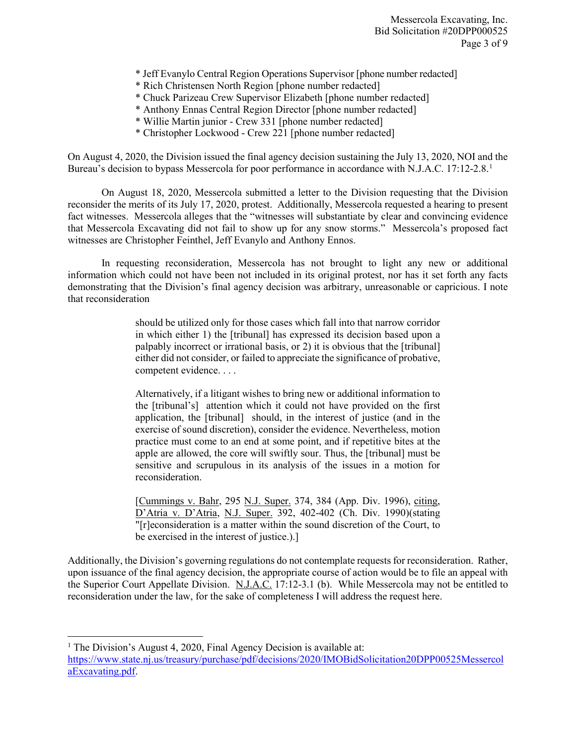* Jeff Evanylo Central Region Operations Supervisor [phone number redacted]
* Rich Christensen North Region [phone number redacted]
* Chuck Parizeau Crew Supervisor Elizabeth [phone number redacted]
* Anthony Ennas Central Region Director [phone number redacted]
* Willie Martin junior - Crew 331 [phone number redacted]
* Christopher Lockwood - Crew 221 [phone number redacted]

On August 4, 2020, the Division issued the final agency decision sustaining the July 13, 2020, NOI and the Bureau's decision to bypass Messercola for poor performance in accordance with N.J.A.C. 17:12-2.8.[1]

On August 18, 2020, Messercola submitted a letter to the Division requesting that the Division reconsider the merits of its July 17, 2020, protest. Additionally, Messercola requested a hearing to present fact witnesses. Messercola alleges that the "witnesses will substantiate by clear and convincing evidence that Messercola Excavating did not fail to show up for any snow storms." Messercola's proposed fact witnesses are Christopher Feinthel, Jeff Evanylo and Anthony Ennos.

In requesting reconsideration, Messercola has not brought to light any new or additional information which could not have been not included in its original protest, nor has it set forth any facts demonstrating that the Division's final agency decision was arbitrary, unreasonable or capricious. I note that reconsideration

> should be utilized only for those cases which fall into that narrow corridor in which either 1) the [tribunal] has expressed its decision based upon a palpably incorrect or irrational basis, or 2) it is obvious that the [tribunal] either did not consider, or failed to appreciate the significance of probative, competent evidence. . . .
>
> Alternatively, if a litigant wishes to bring new or additional information to the [tribunal's] attention which it could not have provided on the first application, the [tribunal] should, in the interest of justice (and in the exercise of sound discretion), consider the evidence. Nevertheless, motion practice must come to an end at some point, and if repetitive bites at the apple are allowed, the core will swiftly sour. Thus, the [tribunal] must be sensitive and scrupulous in its analysis of the issues in a motion for reconsideration.
>
> [Cummings v. Bahr, 295 N.J. Super. 374, 384 (App. Div. 1996), citing, D'Atria v. D'Atria, N.J. Super. 392, 402-402 (Ch. Div. 1990)(stating "[r]econsideration is a matter within the sound discretion of the Court, to be exercised in the interest of justice.).]

Additionally, the Division's governing regulations do not contemplate requests for reconsideration. Rather, upon issuance of the final agency decision, the appropriate course of action would be to file an appeal with the Superior Court Appellate Division. N.J.A.C. 17:12-3.1 (b). While Messercola may not be entitled to reconsideration under the law, for the sake of completeness I will address the request here.

---

[1] The Division's August 4, 2020, Final Agency Decision is available at: https://www.state.nj.us/treasury/purchase/pdf/decisions/2020/IMOBidSolicitation20DPP00525MessercolaExcavating.pdf.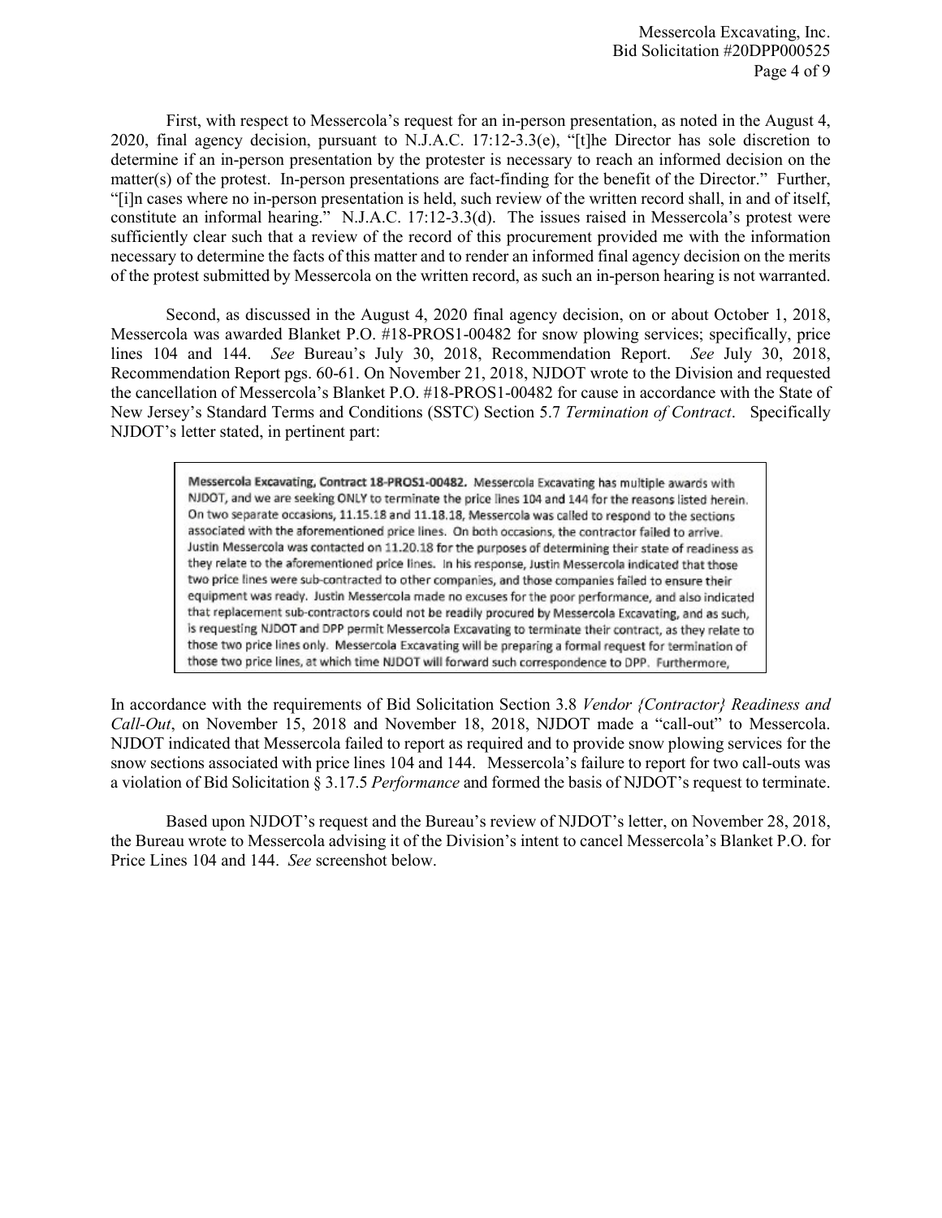First, with respect to Messercola's request for an in-person presentation, as noted in the August 4, 2020, final agency decision, pursuant to N.J.A.C. 17:12-3.3(e), "[t]he Director has sole discretion to determine if an in-person presentation by the protester is necessary to reach an informed decision on the matter(s) of the protest. In-person presentations are fact-finding for the benefit of the Director." Further, "[i]n cases where no in-person presentation is held, such review of the written record shall, in and of itself, constitute an informal hearing." N.J.A.C. 17:12-3.3(d). The issues raised in Messercola's protest were sufficiently clear such that a review of the record of this procurement provided me with the information necessary to determine the facts of this matter and to render an informed final agency decision on the merits of the protest submitted by Messercola on the written record, as such an in-person hearing is not warranted.

Second, as discussed in the August 4, 2020 final agency decision, on or about October 1, 2018, Messercola was awarded Blanket P.O. #18-PROS1-00482 for snow plowing services; specifically, price lines 104 and 144. *See* Bureau's July 30, 2018, Recommendation Report. *See* July 30, 2018, Recommendation Report pgs. 60-61. On November 21, 2018, NJDOT wrote to the Division and requested the cancellation of Messercola's Blanket P.O. #18-PROS1-00482 for cause in accordance with the State of New Jersey's Standard Terms and Conditions (SSTC) Section 5.7 *Termination of Contract*. Specifically NJDOT's letter stated, in pertinent part:

> **Messercola Excavating, Contract 18-PROS1-00482.** Messercola Excavating has multiple awards with NJDOT, and we are seeking ONLY to terminate the price lines 104 and 144 for the reasons listed herein. On two separate occasions, 11.15.18 and 11.18.18, Messercola was called to respond to the sections associated with the aforementioned price lines. On both occasions, the contractor failed to arrive. Justin Messercola was contacted on 11.20.18 for the purposes of determining their state of readiness as they relate to the aforementioned price lines. In his response, Justin Messercola indicated that those two price lines were sub-contracted to other companies, and those companies failed to ensure their equipment was ready. Justin Messercola made no excuses for the poor performance, and also indicated that replacement sub-contractors could not be readily procured by Messercola Excavating, and as such, is requesting NJDOT and DPP permit Messercola Excavating to terminate their contract, as they relate to those two price lines only. Messercola Excavating will be preparing a formal request for termination of those two price lines, at which time NJDOT will forward such correspondence to DPP. Furthermore,

In accordance with the requirements of Bid Solicitation Section 3.8 *Vendor {Contractor} Readiness and Call-Out*, on November 15, 2018 and November 18, 2018, NJDOT made a "call-out" to Messercola. NJDOT indicated that Messercola failed to report as required and to provide snow plowing services for the snow sections associated with price lines 104 and 144. Messercola's failure to report for two call-outs was a violation of Bid Solicitation § 3.17.5 *Performance* and formed the basis of NJDOT's request to terminate.

Based upon NJDOT's request and the Bureau's review of NJDOT's letter, on November 28, 2018, the Bureau wrote to Messercola advising it of the Division's intent to cancel Messercola's Blanket P.O. for Price Lines 104 and 144. *See* screenshot below.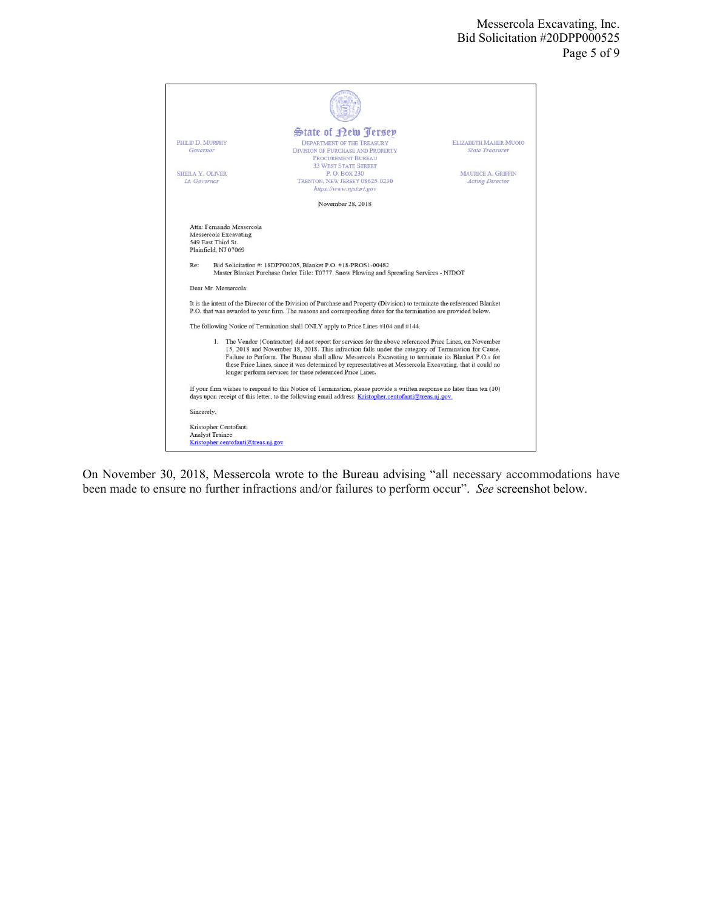State of New Jersey
DEPARTMENT OF THE TREASURY
DIVISION OF PURCHASE AND PROPERTY
PROCUREMENT BUREAU
33 WEST STATE STREET
P. O. BOX 230
TRENTON, NEW JERSEY 08625-0230
https://www.njstart.gov

PHILIP D. MURPHY
*Governor*

SHEILA Y. OLIVER
*Lt. Governor*

ELIZABETH MAHER MUOIO
*State Treasurer*

MAURICE A. GRIFFIN
*Acting Director*

November 28, 2018

Attn: Fernando Messercola
Messercola Excavating
549 East Third St.
Plainfield, NJ 07069

Re: Bid Solicitation #: 18DPP00205, Blanket P.O. #18-PROS1-00482
Master Blanket Purchase Order Title: T0777, Snow Plowing and Spreading Services - NJDOT

Dear Mr. Messercola:

It is the intent of the Director of the Division of Purchase and Property (Division) to terminate the referenced Blanket P.O. that was awarded to your firm. The reasons and corresponding dates for the termination are provided below.

The following Notice of Termination shall ONLY apply to Price Lines #104 and #144.

1. The Vendor {Contractor} did not report for services for the above referenced Price Lines, on November 15, 2018 and November 18, 2018. This infraction falls under the category of Termination for Cause, Failure to Perform. The Bureau shall allow Messercola Excavating to terminate its Blanket P.O.s for these Price Lines, since it was determined by representatives at Messercola Excavating, that it could no longer perform services for these referenced Price Lines.

If your firm wishes to respond to this Notice of Termination, please provide a written response no later than ten (10) days upon receipt of this letter, to the following email address: Kristopher.centofanti@treas.nj.gov.

Sincerely,

Kristopher Centofanti
Analyst Trainee
Kristopher.centofanti@treas.nj.gov

On November 30, 2018, Messercola wrote to the Bureau advising "all necessary accommodations have been made to ensure no further infractions and/or failures to perform occur". *See* screenshot below.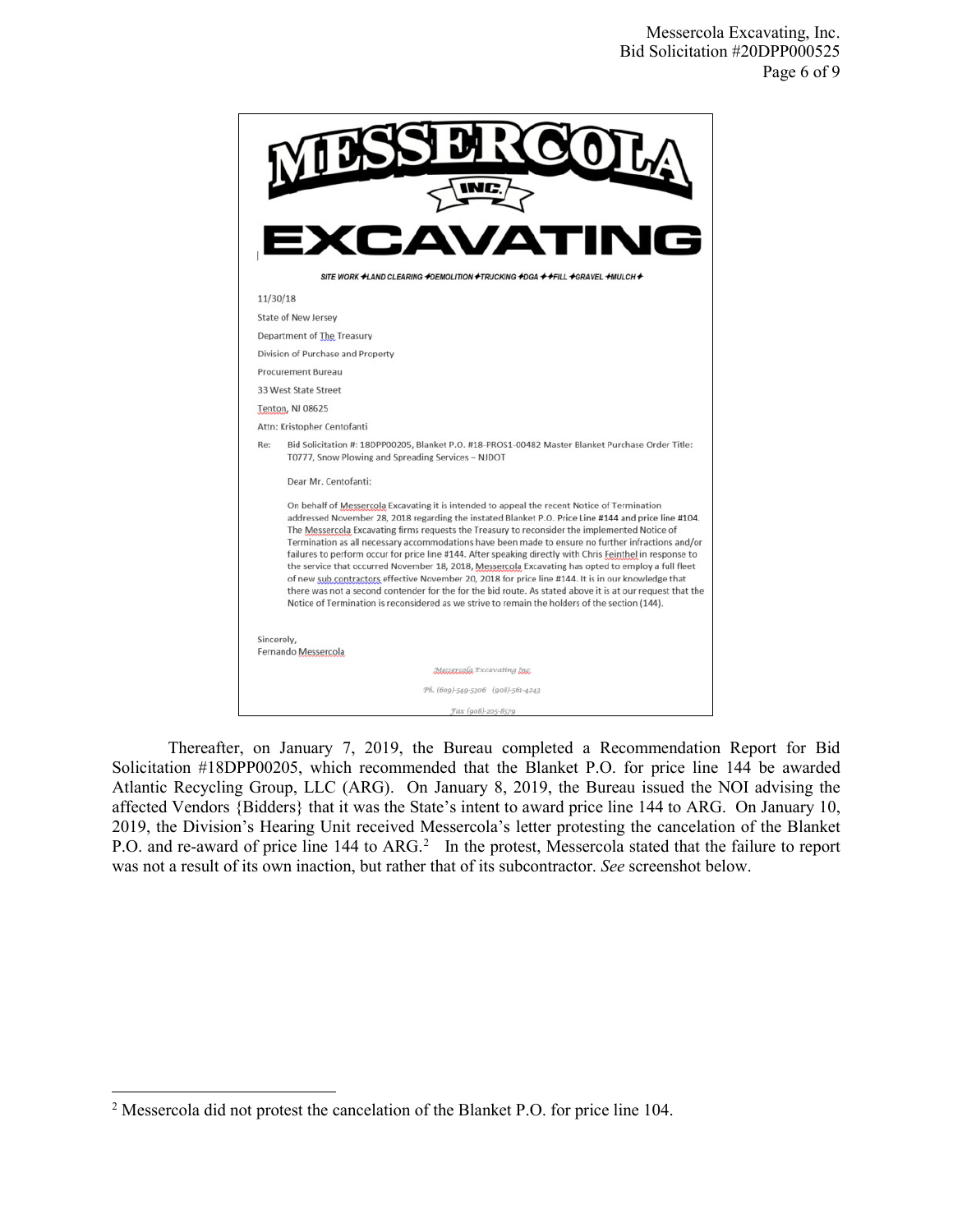MESSERCOLA INC. EXCAVATING

SITE WORK ✦LAND CLEARING ✦DEMOLITION ✦TRUCKING ✦DGA ✦✦FILL ✦GRAVEL ✦MULCH✦

11/30/18

State of New Jersey

Department of The Treasury

Division of Purchase and Property

Procurement Bureau

33 West State Street

Tenton, NJ 08625

Attn: Kristopher Centofanti

Re: Bid Solicitation #: 18DPP00205, Blanket P.O. #18-PROS1-00482 Master Blanket Purchase Order Title: T0777, Snow Plowing and Spreading Services – NJDOT

Dear Mr. Centofanti:

On behalf of Messercola Excavating it is intended to appeal the recent Notice of Termination addressed November 28, 2018 regarding the instated Blanket P.O. Price Line #144 and price line #104. The Messercola Excavating firms requests the Treasury to reconsider the implemented Notice of Termination as all necessary accommodations have been made to ensure no further infractions and/or failures to perform occur for price line #144. After speaking directly with Chris Feinthel in response to the service that occurred November 18, 2018, Messercola Excavating has opted to employ a full fleet of new sub contractors effective November 20, 2018 for price line #144. It is in our knowledge that there was not a second contender for the for the bid route. As stated above it is at our request that the Notice of Termination is reconsidered as we strive to remain the holders of the section (144).

Sincerely,
Fernando Messercola

Messercola Excavating Inc.

Ph. (609)-549-5306 (908)-561-4243

Fax (908)-205-8579

Thereafter, on January 7, 2019, the Bureau completed a Recommendation Report for Bid Solicitation #18DPP00205, which recommended that the Blanket P.O. for price line 144 be awarded Atlantic Recycling Group, LLC (ARG). On January 8, 2019, the Bureau issued the NOI advising the affected Vendors {Bidders} that it was the State's intent to award price line 144 to ARG. On January 10, 2019, the Division's Hearing Unit received Messercola's letter protesting the cancelation of the Blanket P.O. and re-award of price line 144 to ARG.[2] In the protest, Messercola stated that the failure to report was not a result of its own inaction, but rather that of its subcontractor. *See* screenshot below.

[2] Messercola did not protest the cancelation of the Blanket P.O. for price line 104.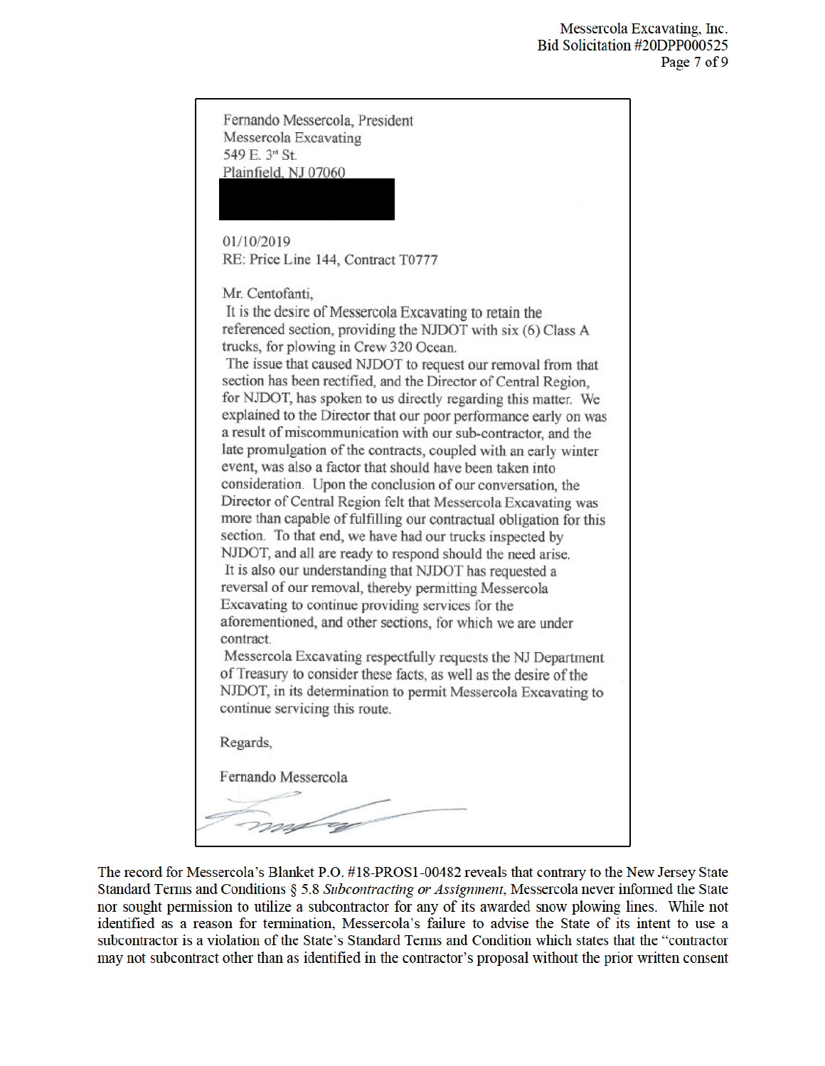> Fernando Messercola, President
> Messercola Excavating
> 549 E. 3rd St.
> Plainfield, NJ 07060
>
> 01/10/2019
> RE: Price Line 144, Contract T0777
>
> Mr. Centofanti,
>
> It is the desire of Messercola Excavating to retain the referenced section, providing the NJDOT with six (6) Class A trucks, for plowing in Crew 320 Ocean.
>
> The issue that caused NJDOT to request our removal from that section has been rectified, and the Director of Central Region, for NJDOT, has spoken to us directly regarding this matter. We explained to the Director that our poor performance early on was a result of miscommunication with our sub-contractor, and the late promulgation of the contracts, coupled with an early winter event, was also a factor that should have been taken into consideration. Upon the conclusion of our conversation, the Director of Central Region felt that Messercola Excavating was more than capable of fulfilling our contractual obligation for this section. To that end, we have had our trucks inspected by NJDOT, and all are ready to respond should the need arise.
>
> It is also our understanding that NJDOT has requested a reversal of our removal, thereby permitting Messercola Excavating to continue providing services for the aforementioned, and other sections, for which we are under contract.
>
> Messercola Excavating respectfully requests the NJ Department of Treasury to consider these facts, as well as the desire of the NJDOT, in its determination to permit Messercola Excavating to continue servicing this route.
>
> Regards,
>
> Fernando Messercola

The record for Messercola's Blanket P.O. #18-PROS1-00482 reveals that contrary to the New Jersey State Standard Terms and Conditions § 5.8 *Subcontracting or Assignment*, Messercola never informed the State nor sought permission to utilize a subcontractor for any of its awarded snow plowing lines. While not identified as a reason for termination, Messercola's failure to advise the State of its intent to use a subcontractor is a violation of the State's Standard Terms and Condition which states that the "contractor may not subcontract other than as identified in the contractor's proposal without the prior written consent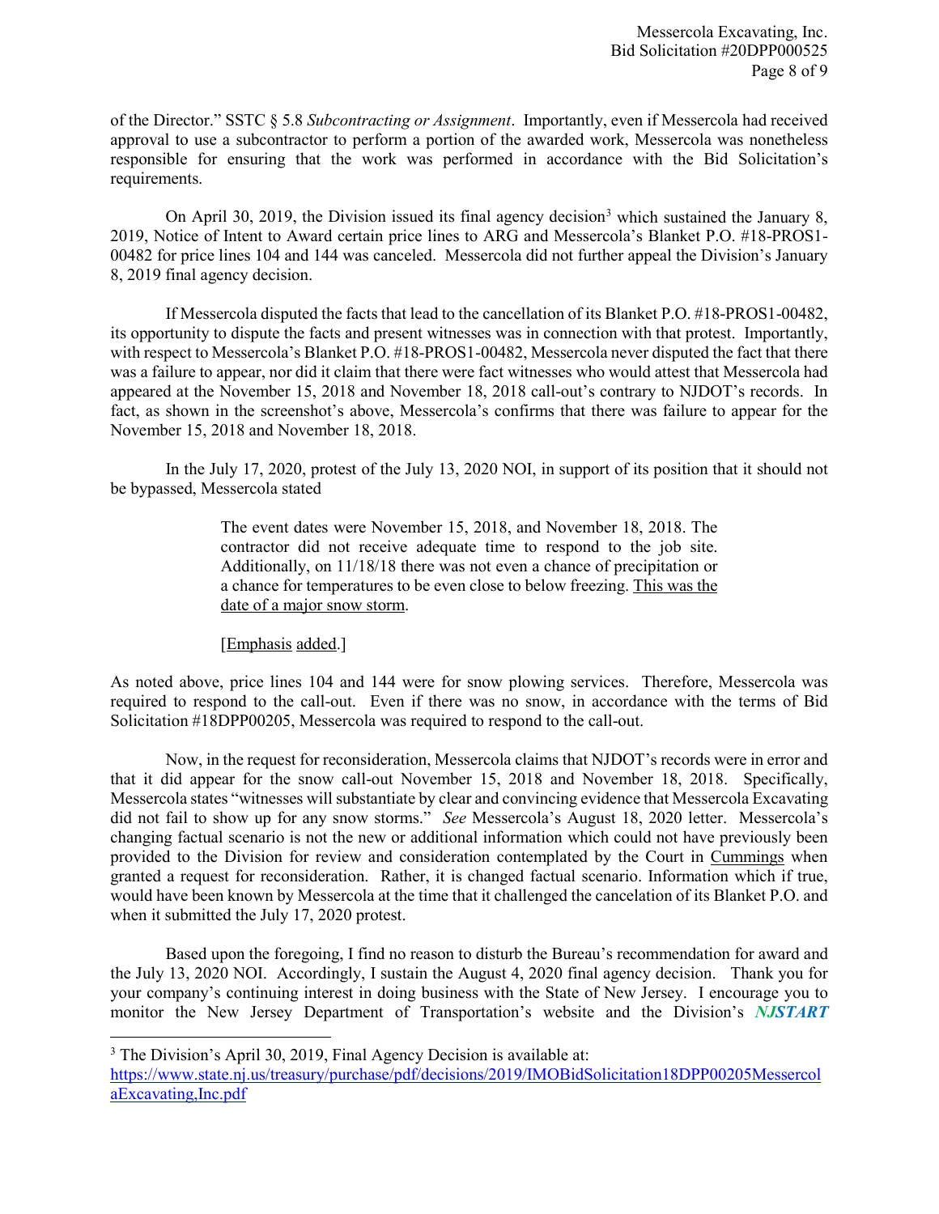of the Director." SSTC § 5.8 *Subcontracting or Assignment*. Importantly, even if Messercola had received approval to use a subcontractor to perform a portion of the awarded work, Messercola was nonetheless responsible for ensuring that the work was performed in accordance with the Bid Solicitation's requirements.

On April 30, 2019, the Division issued its final agency decision[3] which sustained the January 8, 2019, Notice of Intent to Award certain price lines to ARG and Messercola's Blanket P.O. #18-PROS1-00482 for price lines 104 and 144 was canceled. Messercola did not further appeal the Division's January 8, 2019 final agency decision.

If Messercola disputed the facts that lead to the cancellation of its Blanket P.O. #18-PROS1-00482, its opportunity to dispute the facts and present witnesses was in connection with that protest. Importantly, with respect to Messercola's Blanket P.O. #18-PROS1-00482, Messercola never disputed the fact that there was a failure to appear, nor did it claim that there were fact witnesses who would attest that Messercola had appeared at the November 15, 2018 and November 18, 2018 call-out's contrary to NJDOT's records. In fact, as shown in the screenshot's above, Messercola's confirms that there was failure to appear for the November 15, 2018 and November 18, 2018.

In the July 17, 2020, protest of the July 13, 2020 NOI, in support of its position that it should not be bypassed, Messercola stated

> The event dates were November 15, 2018, and November 18, 2018. The contractor did not receive adequate time to respond to the job site. Additionally, on 11/18/18 there was not even a chance of precipitation or a chance for temperatures to be even close to below freezing. <u>This was the date of a major snow storm</u>.
>
> [<u>Emphasis</u> <u>added</u>.]

As noted above, price lines 104 and 144 were for snow plowing services. Therefore, Messercola was required to respond to the call-out. Even if there was no snow, in accordance with the terms of Bid Solicitation #18DPP00205, Messercola was required to respond to the call-out.

Now, in the request for reconsideration, Messercola claims that NJDOT's records were in error and that it did appear for the snow call-out November 15, 2018 and November 18, 2018. Specifically, Messercola states "witnesses will substantiate by clear and convincing evidence that Messercola Excavating did not fail to show up for any snow storms." *See* Messercola's August 18, 2020 letter. Messercola's changing factual scenario is not the new or additional information which could not have previously been provided to the Division for review and consideration contemplated by the Court in <u>Cummings</u> when granted a request for reconsideration. Rather, it is changed factual scenario. Information which if true, would have been known by Messercola at the time that it challenged the cancelation of its Blanket P.O. and when it submitted the July 17, 2020 protest.

Based upon the foregoing, I find no reason to disturb the Bureau's recommendation for award and the July 13, 2020 NOI. Accordingly, I sustain the August 4, 2020 final agency decision. Thank you for your company's continuing interest in doing business with the State of New Jersey. I encourage you to monitor the New Jersey Department of Transportation's website and the Division's ***NJSTART***

---

[3] The Division's April 30, 2019, Final Agency Decision is available at: https://www.state.nj.us/treasury/purchase/pdf/decisions/2019/IMOBidSolicitation18DPP00205MessercolaExcavating,Inc.pdf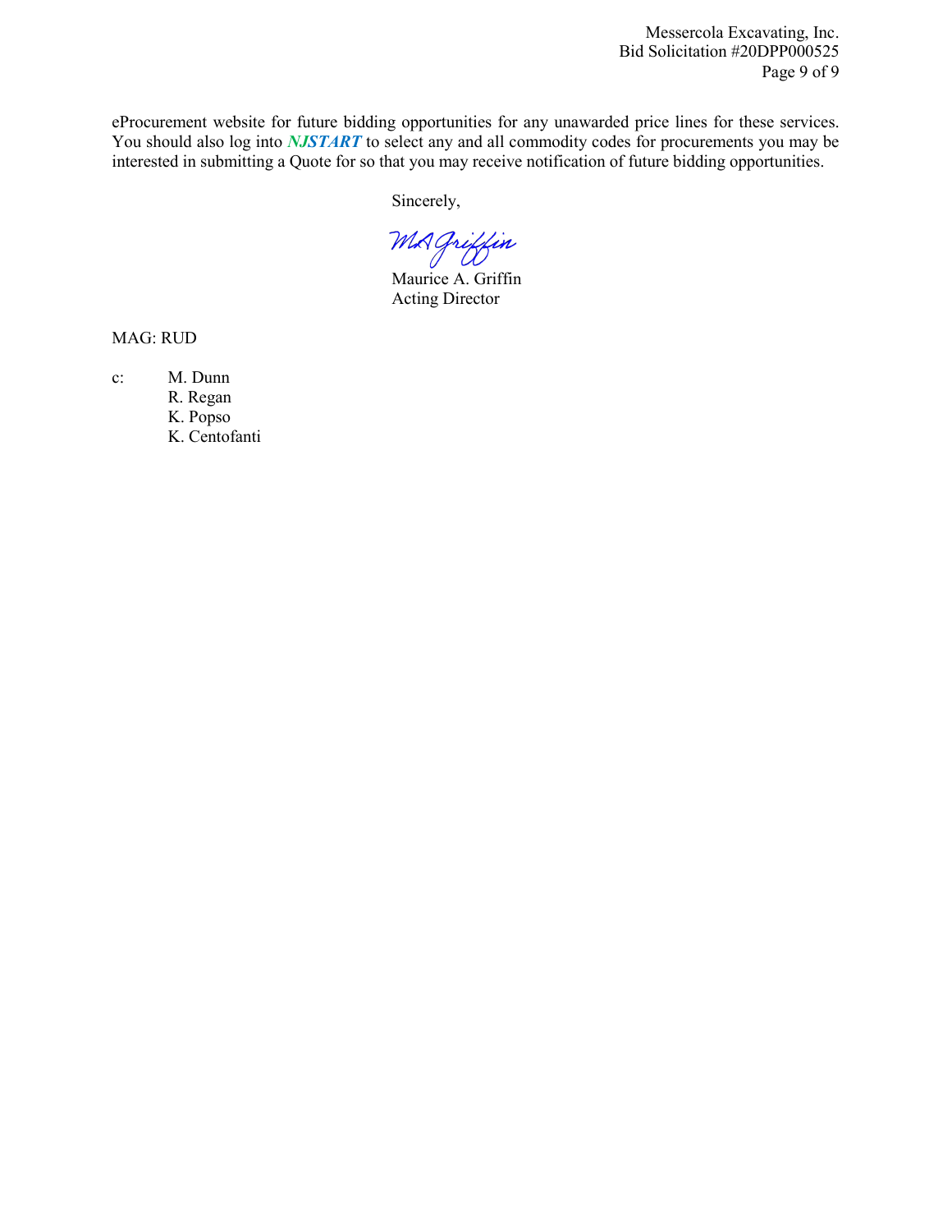eProcurement website for future bidding opportunities for any unawarded price lines for these services. You should also log into ***NJSTART*** to select any and all commodity codes for procurements you may be interested in submitting a Quote for so that you may receive notification of future bidding opportunities.

Sincerely,

MA Griffin

Maurice A. Griffin
Acting Director

MAG: RUD

c: M. Dunn
R. Regan
K. Popso
K. Centofanti